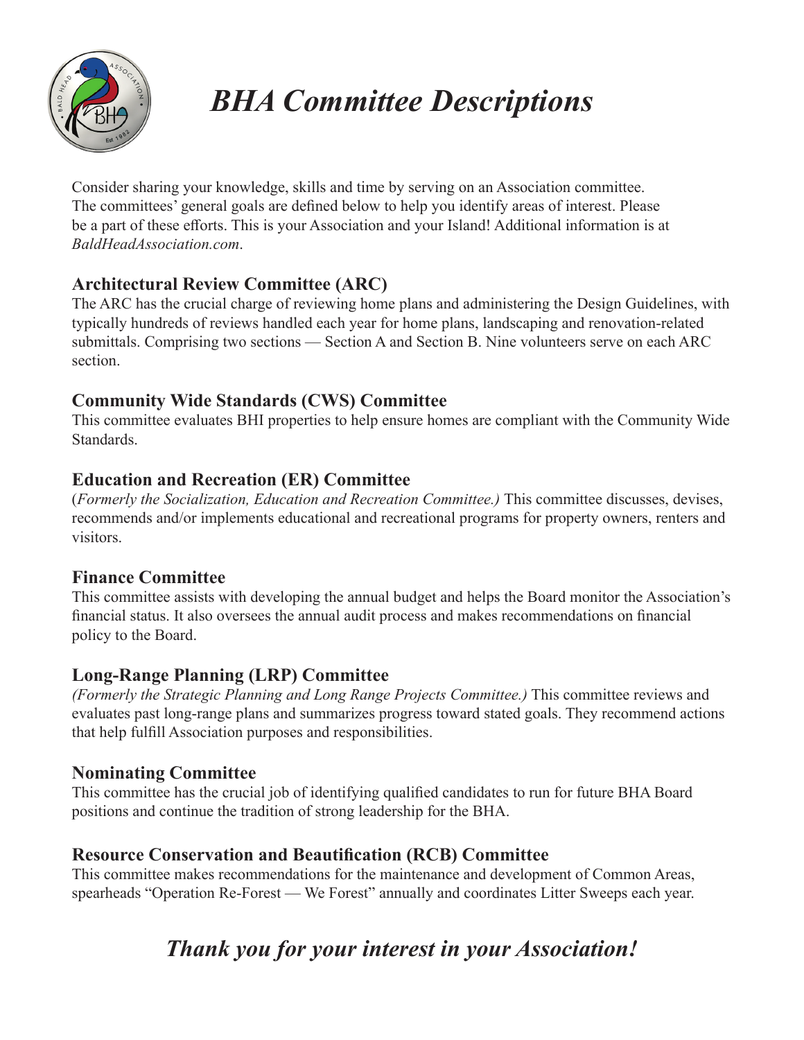# *BHA Committee Descriptions*

Consider sharing your knowledge, skills and time by serving on an Association committee. The committees' general goals are defined below to help you identify areas of interest. Please be a part of these efforts. This is your Association and your Island! Additional information is at *BaldHeadAssociation.com*.

## Architectural Review Committee (ARC)

The ARC has the crucial charge of reviewing home plans and administering the Design Guidelines, with typically hundreds of reviews handled each year for home plans, landscaping and renovation-related submittals. Comprising two sections — Section A and Section B. Nine volunteers serve on each ARC section.

## Community Wide Standards (CWS) Committee

This committee evaluates BHI properties to help ensure homes are compliant with the Community Wide Standards.

## Education and Recreation (ER) Committee

(*Formerly the Socialization, Education and Recreation Committee.)* This committee discusses, devises, recommends and/or implements educational and recreational programs for property owners, renters and visitors.

## Finance Committee

This committee assists with developing the annual budget and helps the Board monitor the Association's financial status. It also oversees the annual audit process and makes recommendations on financial policy to the Board.

## Long-Range Planning (LRP) Committee

*(Formerly the Strategic Planning and Long Range Projects Committee.)* This committee reviews and evaluates past long-range plans and summarizes progress toward stated goals. They recommend actions that help fulfill Association purposes and responsibilities.

## Nominating Committee

This committee has the crucial job of identifying qualified candidates to run for future BHA Board positions and continue the tradition of strong leadership for the BHA.

## Resource Conservation and Beautification (RCB) Committee

This committee makes recommendations for the maintenance and development of Common Areas, spearheads "Operation Re-Forest — We Forest" annually and coordinates Litter Sweeps each year.

***Thank you for your interest in your Association!***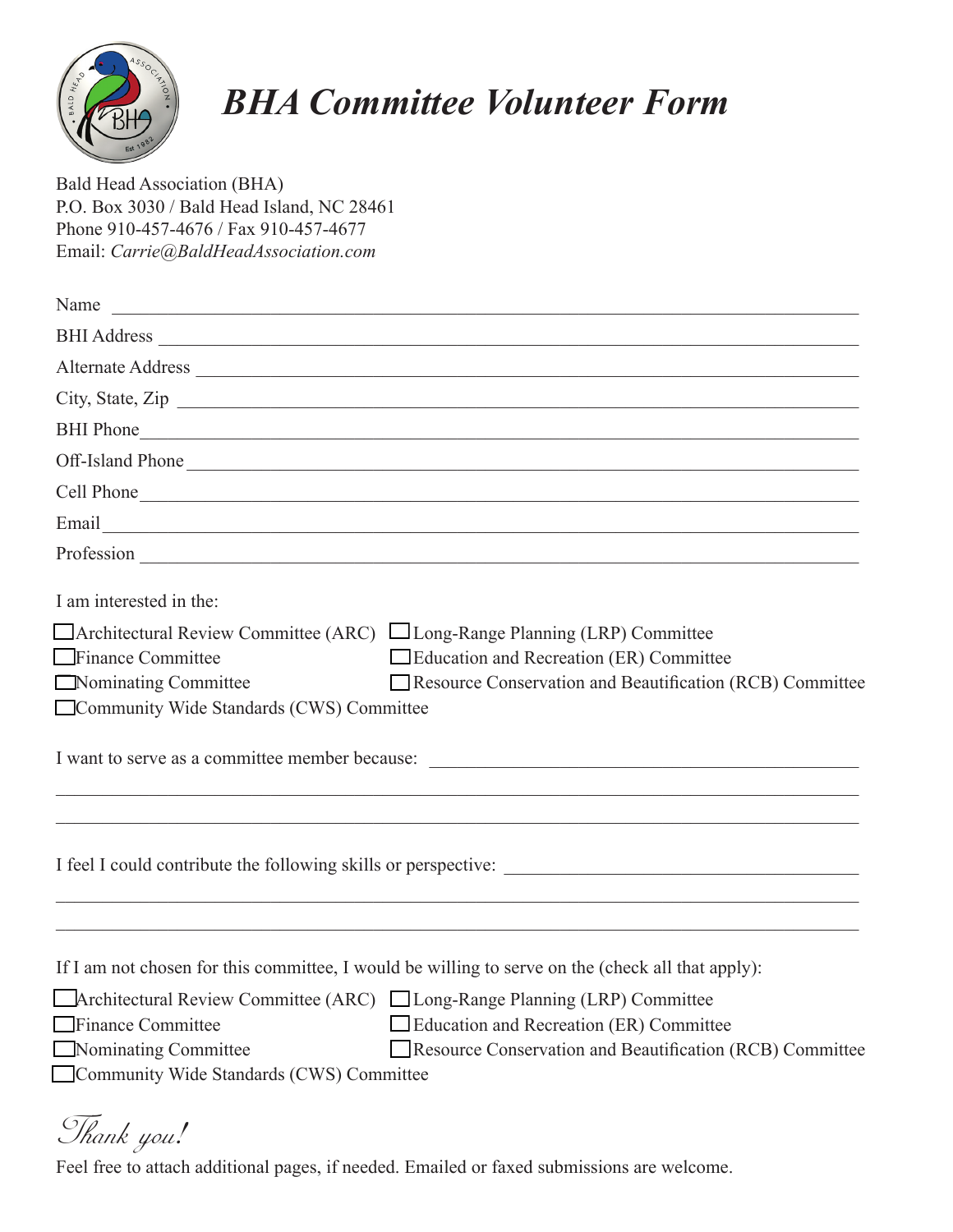# *BHA Committee Volunteer Form*

Bald Head Association (BHA)
P.O. Box 3030 / Bald Head Island, NC 28461
Phone 910-457-4676 / Fax 910-457-4677
Email: *Carrie@BaldHeadAssociation.com*

Name ______________________________________________________________

BHI Address ______________________________________________________________

Alternate Address ______________________________________________________________

City, State, Zip ______________________________________________________________

BHI Phone ______________________________________________________________

Off-Island Phone ______________________________________________________________

Cell Phone ______________________________________________________________

Email ______________________________________________________________

Profession ______________________________________________________________

I am interested in the:

- ☐ Architectural Review Committee (ARC)
- ☐ Long-Range Planning (LRP) Committee
- ☐ Finance Committee
- ☐ Education and Recreation (ER) Committee
- ☐ Nominating Committee
- ☐ Resource Conservation and Beautification (RCB) Committee
- ☐ Community Wide Standards (CWS) Committee

I want to serve as a committee member because: ______________________________________________

______________________________________________________________

______________________________________________________________

I feel I could contribute the following skills or perspective: ______________________________________

______________________________________________________________

______________________________________________________________

If I am not chosen for this committee, I would be willing to serve on the (check all that apply):

- ☐ Architectural Review Committee (ARC)
- ☐ Long-Range Planning (LRP) Committee
- ☐ Finance Committee
- ☐ Education and Recreation (ER) Committee
- ☐ Nominating Committee
- ☐ Resource Conservation and Beautification (RCB) Committee
- ☐ Community Wide Standards (CWS) Committee

*Thank you!*

Feel free to attach additional pages, if needed. Emailed or faxed submissions are welcome.